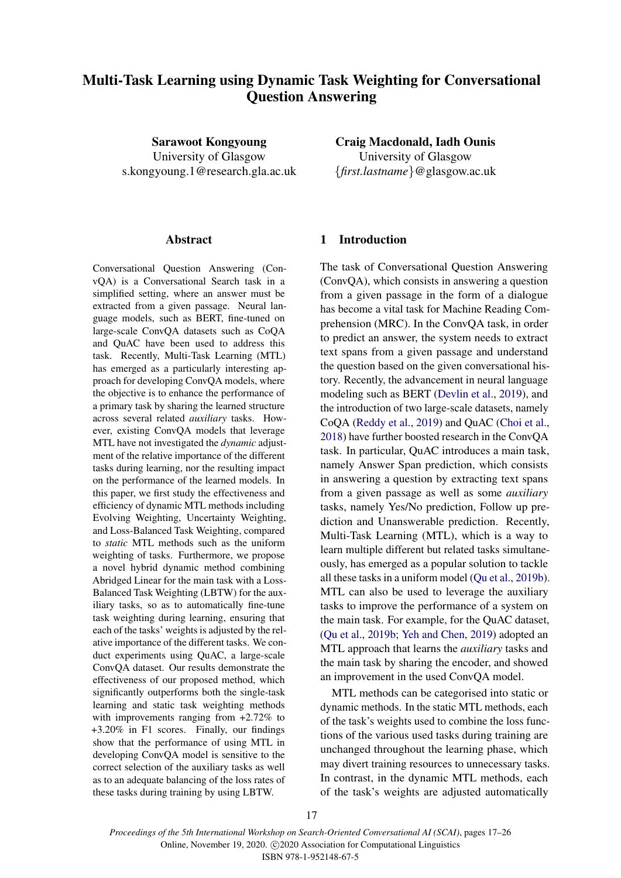# Multi-Task Learning using Dynamic Task Weighting for Conversational Question Answering

**Sarawoot Kongyoung**
University of Glasgow
s.kongyoung.1@research.gla.ac.uk

**Craig Macdonald, Iadh Ounis**
University of Glasgow
{*first.lastname*}@glasgow.ac.uk

## Abstract

Conversational Question Answering (ConvQA) is a Conversational Search task in a simplified setting, where an answer must be extracted from a given passage. Neural language models, such as BERT, fine-tuned on large-scale ConvQA datasets such as CoQA and QuAC have been used to address this task. Recently, Multi-Task Learning (MTL) has emerged as a particularly interesting approach for developing ConvQA models, where the objective is to enhance the performance of a primary task by sharing the learned structure across several related *auxiliary* tasks. However, existing ConvQA models that leverage MTL have not investigated the *dynamic* adjustment of the relative importance of the different tasks during learning, nor the resulting impact on the performance of the learned models. In this paper, we first study the effectiveness and efficiency of dynamic MTL methods including Evolving Weighting, Uncertainty Weighting, and Loss-Balanced Task Weighting, compared to *static* MTL methods such as the uniform weighting of tasks. Furthermore, we propose a novel hybrid dynamic method combining Abridged Linear for the main task with a Loss-Balanced Task Weighting (LBTW) for the auxiliary tasks, so as to automatically fine-tune task weighting during learning, ensuring that each of the tasks' weights is adjusted by the relative importance of the different tasks. We conduct experiments using QuAC, a large-scale ConvQA dataset. Our results demonstrate the effectiveness of our proposed method, which significantly outperforms both the single-task learning and static task weighting methods with improvements ranging from +2.72% to +3.20% in F1 scores. Finally, our findings show that the performance of using MTL in developing ConvQA model is sensitive to the correct selection of the auxiliary tasks as well as to an adequate balancing of the loss rates of these tasks during training by using LBTW.

## 1 Introduction

The task of Conversational Question Answering (ConvQA), which consists in answering a question from a given passage in the form of a dialogue has become a vital task for Machine Reading Comprehension (MRC). In the ConvQA task, in order to predict an answer, the system needs to extract text spans from a given passage and understand the question based on the given conversational history. Recently, the advancement in neural language modeling such as BERT (Devlin et al., 2019), and the introduction of two large-scale datasets, namely CoQA (Reddy et al., 2019) and QuAC (Choi et al., 2018) have further boosted research in the ConvQA task. In particular, QuAC introduces a main task, namely Answer Span prediction, which consists in answering a question by extracting text spans from a given passage as well as some *auxiliary* tasks, namely Yes/No prediction, Follow up prediction and Unanswerable prediction. Recently, Multi-Task Learning (MTL), which is a way to learn multiple different but related tasks simultaneously, has emerged as a popular solution to tackle all these tasks in a uniform model (Qu et al., 2019b). MTL can also be used to leverage the auxiliary tasks to improve the performance of a system on the main task. For example, for the QuAC dataset, (Qu et al., 2019b; Yeh and Chen, 2019) adopted an MTL approach that learns the *auxiliary* tasks and the main task by sharing the encoder, and showed an improvement in the used ConvQA model.

MTL methods can be categorised into static or dynamic methods. In the static MTL methods, each of the task's weights used to combine the loss functions of the various used tasks during training are unchanged throughout the learning phase, which may divert training resources to unnecessary tasks. In contrast, in the dynamic MTL methods, each of the task's weights are adjusted automatically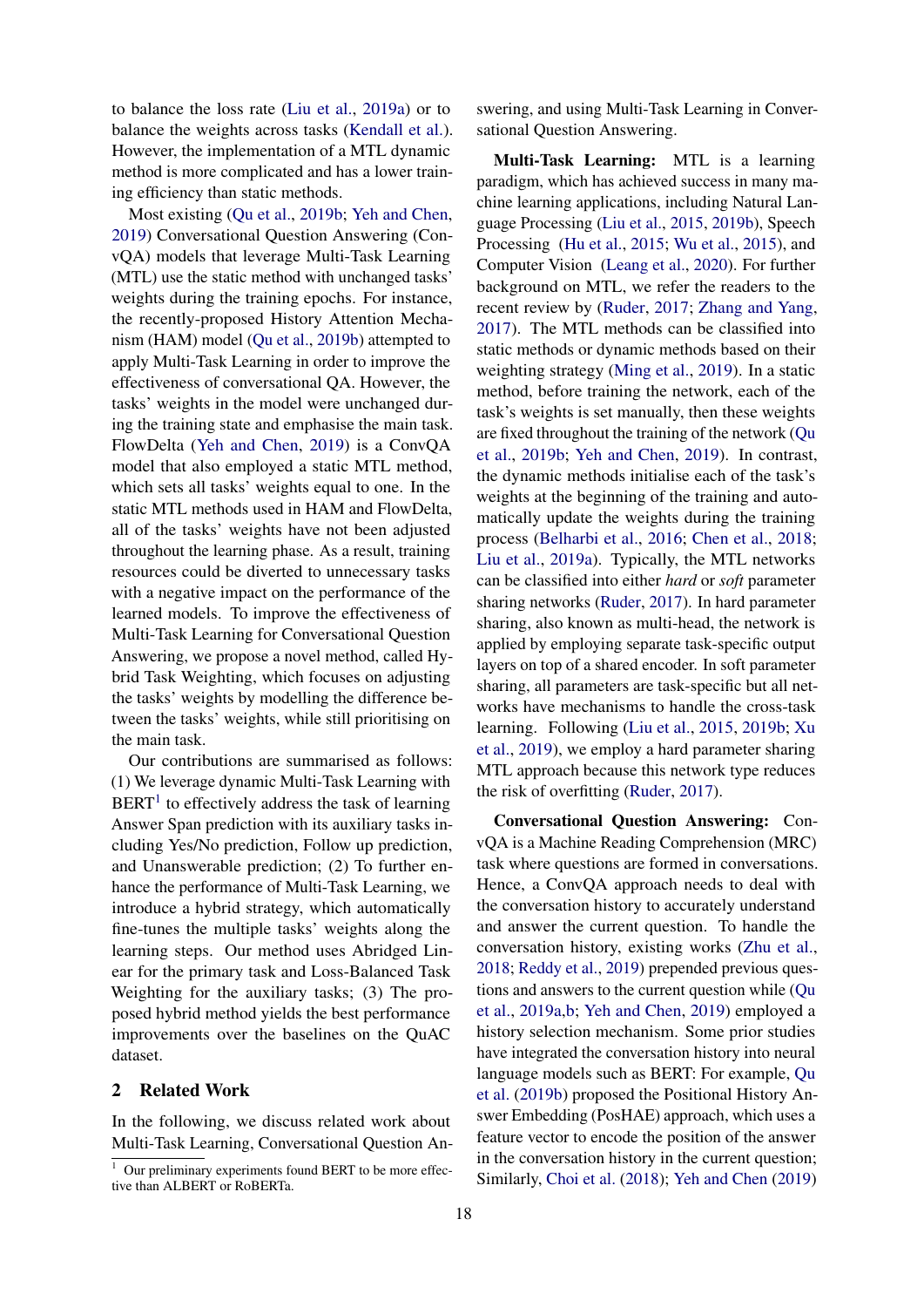to balance the loss rate (Liu et al., 2019a) or to balance the weights across tasks (Kendall et al.). However, the implementation of a MTL dynamic method is more complicated and has a lower training efficiency than static methods.

Most existing (Qu et al., 2019b; Yeh and Chen, 2019) Conversational Question Answering (ConvQA) models that leverage Multi-Task Learning (MTL) use the static method with unchanged tasks' weights during the training epochs. For instance, the recently-proposed History Attention Mechanism (HAM) model (Qu et al., 2019b) attempted to apply Multi-Task Learning in order to improve the effectiveness of conversational QA. However, the tasks' weights in the model were unchanged during the training state and emphasise the main task. FlowDelta (Yeh and Chen, 2019) is a ConvQA model that also employed a static MTL method, which sets all tasks' weights equal to one. In the static MTL methods used in HAM and FlowDelta, all of the tasks' weights have not been adjusted throughout the learning phase. As a result, training resources could be diverted to unnecessary tasks with a negative impact on the performance of the learned models. To improve the effectiveness of Multi-Task Learning for Conversational Question Answering, we propose a novel method, called Hybrid Task Weighting, which focuses on adjusting the tasks' weights by modelling the difference between the tasks' weights, while still prioritising on the main task.

Our contributions are summarised as follows: (1) We leverage dynamic Multi-Task Learning with BERT[1] to effectively address the task of learning Answer Span prediction with its auxiliary tasks including Yes/No prediction, Follow up prediction, and Unanswerable prediction; (2) To further enhance the performance of Multi-Task Learning, we introduce a hybrid strategy, which automatically fine-tunes the multiple tasks' weights along the learning steps. Our method uses Abridged Linear for the primary task and Loss-Balanced Task Weighting for the auxiliary tasks; (3) The proposed hybrid method yields the best performance improvements over the baselines on the QuAC dataset.

## 2 Related Work

In the following, we discuss related work about Multi-Task Learning, Conversational Question Answering, and using Multi-Task Learning in Conversational Question Answering.

**Multi-Task Learning:** MTL is a learning paradigm, which has achieved success in many machine learning applications, including Natural Language Processing (Liu et al., 2015, 2019b), Speech Processing (Hu et al., 2015; Wu et al., 2015), and Computer Vision (Leang et al., 2020). For further background on MTL, we refer the readers to the recent review by (Ruder, 2017; Zhang and Yang, 2017). The MTL methods can be classified into static methods or dynamic methods based on their weighting strategy (Ming et al., 2019). In a static method, before training the network, each of the task's weights is set manually, then these weights are fixed throughout the training of the network (Qu et al., 2019b; Yeh and Chen, 2019). In contrast, the dynamic methods initialise each of the task's weights at the beginning of the training and automatically update the weights during the training process (Belharbi et al., 2016; Chen et al., 2018; Liu et al., 2019a). Typically, the MTL networks can be classified into either *hard* or *soft* parameter sharing networks (Ruder, 2017). In hard parameter sharing, also known as multi-head, the network is applied by employing separate task-specific output layers on top of a shared encoder. In soft parameter sharing, all parameters are task-specific but all networks have mechanisms to handle the cross-task learning. Following (Liu et al., 2015, 2019b; Xu et al., 2019), we employ a hard parameter sharing MTL approach because this network type reduces the risk of overfitting (Ruder, 2017).

**Conversational Question Answering:** ConvQA is a Machine Reading Comprehension (MRC) task where questions are formed in conversations. Hence, a ConvQA approach needs to deal with the conversation history to accurately understand and answer the current question. To handle the conversation history, existing works (Zhu et al., 2018; Reddy et al., 2019) prepended previous questions and answers to the current question while (Qu et al., 2019a,b; Yeh and Chen, 2019) employed a history selection mechanism. Some prior studies have integrated the conversation history into neural language models such as BERT: For example, Qu et al. (2019b) proposed the Positional History Answer Embedding (PosHAE) approach, which uses a feature vector to encode the position of the answer in the conversation history in the current question; Similarly, Choi et al. (2018); Yeh and Chen (2019)

[1] Our preliminary experiments found BERT to be more effective than ALBERT or RoBERTa.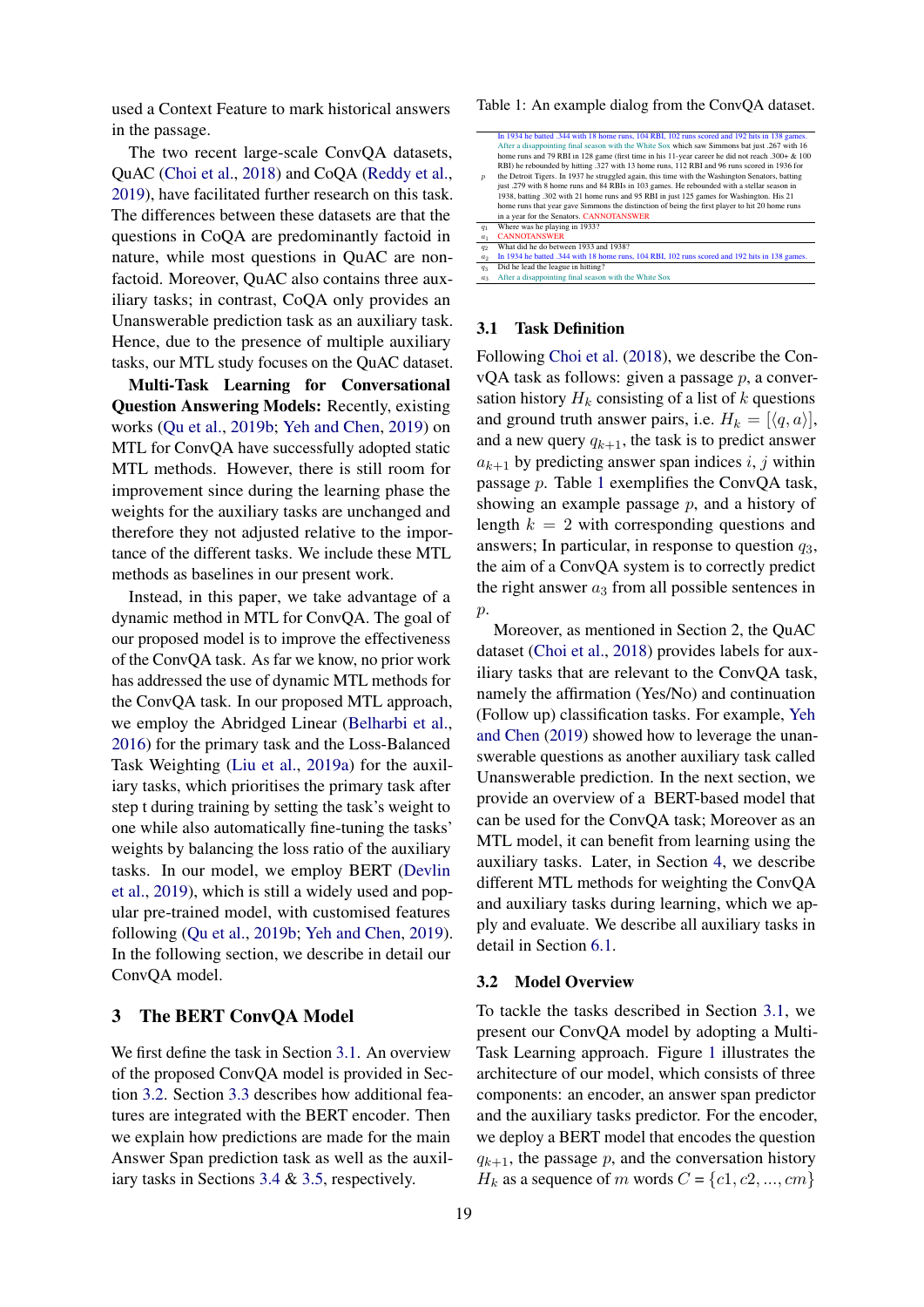used a Context Feature to mark historical answers in the passage.

The two recent large-scale ConvQA datasets, QuAC (Choi et al., 2018) and CoQA (Reddy et al., 2019), have facilitated further research on this task. The differences between these datasets are that the questions in CoQA are predominantly factoid in nature, while most questions in QuAC are non-factoid. Moreover, QuAC also contains three auxiliary tasks; in contrast, CoQA only provides an Unanswerable prediction task as an auxiliary task. Hence, due to the presence of multiple auxiliary tasks, our MTL study focuses on the QuAC dataset.

**Multi-Task Learning for Conversational Question Answering Models:** Recently, existing works (Qu et al., 2019b; Yeh and Chen, 2019) on MTL for ConvQA have successfully adopted static MTL methods. However, there is still room for improvement since during the learning phase the weights for the auxiliary tasks are unchanged and therefore they not adjusted relative to the importance of the different tasks. We include these MTL methods as baselines in our present work.

Instead, in this paper, we take advantage of a dynamic method in MTL for ConvQA. The goal of our proposed model is to improve the effectiveness of the ConvQA task. As far we know, no prior work has addressed the use of dynamic MTL methods for the ConvQA task. In our proposed MTL approach, we employ the Abridged Linear (Belharbi et al., 2016) for the primary task and the Loss-Balanced Task Weighting (Liu et al., 2019a) for the auxiliary tasks, which prioritises the primary task after step t during training by setting the task's weight to one while also automatically fine-tuning the tasks' weights by balancing the loss ratio of the auxiliary tasks. In our model, we employ BERT (Devlin et al., 2019), which is still a widely used and popular pre-trained model, with customised features following (Qu et al., 2019b; Yeh and Chen, 2019). In the following section, we describe in detail our ConvQA model.

# 3 The BERT ConvQA Model

We first define the task in Section 3.1. An overview of the proposed ConvQA model is provided in Section 3.2. Section 3.3 describes how additional features are integrated with the BERT encoder. Then we explain how predictions are made for the main Answer Span prediction task as well as the auxiliary tasks in Sections 3.4 & 3.5, respectively.

Table 1: An example dialog from the ConvQA dataset.

| | |
|---|---|
| $p$ | In 1934 he batted .344 with 18 home runs, 104 RBI, 102 runs scored and 192 hits in 138 games. After a disappointing final season with the White Sox which saw Simmons bat just .267 with 16 home runs and 79 RBI in 128 game (first time in his 11-year career he did not reach .300+ & 100 RBI) he rebounded by hitting .327 with 13 home runs, 112 RBI and 96 runs scored in 1936 for the Detroit Tigers. In 1937 he struggled again, this time with the Washington Senators, batting just .279 with 8 home runs and 84 RBIs in 103 games. He rebounded with a stellar season in 1938, batting .302 with 21 home runs and 95 RBI in just 125 games for Washington. His 21 home runs that year gave Simmons the distinction of being the first player to hit 20 home runs in a year for the Senators. CANNOTANSWER |
| $q_1$ | Where was he playing in 1933? |
| $a_1$ | CANNOTANSWER |
| $q_2$ | What did he do between 1933 and 1938? |
| $a_2$ | In 1934 he batted .344 with 18 home runs, 104 RBI, 102 runs scored and 192 hits in 138 games. |
| $q_3$ | Did he lead the league in hitting? |
| $a_3$ | After a disappointing final season with the White Sox |

## 3.1 Task Definition

Following Choi et al. (2018), we describe the ConvQA task as follows: given a passage $p$, a conversation history $H_k$ consisting of a list of $k$ questions and ground truth answer pairs, i.e. $H_k = [\langle q, a \rangle]$, and a new query $q_{k+1}$, the task is to predict answer $a_{k+1}$ by predicting answer span indices $i$, $j$ within passage $p$. Table 1 exemplifies the ConvQA task, showing an example passage $p$, and a history of length $k = 2$ with corresponding questions and answers; In particular, in response to question $q_3$, the aim of a ConvQA system is to correctly predict the right answer $a_3$ from all possible sentences in $p$.

Moreover, as mentioned in Section 2, the QuAC dataset (Choi et al., 2018) provides labels for auxiliary tasks that are relevant to the ConvQA task, namely the affirmation (Yes/No) and continuation (Follow up) classification tasks. For example, Yeh and Chen (2019) showed how to leverage the unanswerable questions as another auxiliary task called Unanswerable prediction. In the next section, we provide an overview of a BERT-based model that can be used for the ConvQA task; Moreover as an MTL model, it can benefit from learning using the auxiliary tasks. Later, in Section 4, we describe different MTL methods for weighting the ConvQA and auxiliary tasks during learning, which we apply and evaluate. We describe all auxiliary tasks in detail in Section 6.1.

## 3.2 Model Overview

To tackle the tasks described in Section 3.1, we present our ConvQA model by adopting a Multi-Task Learning approach. Figure 1 illustrates the architecture of our model, which consists of three components: an encoder, an answer span predictor and the auxiliary tasks predictor. For the encoder, we deploy a BERT model that encodes the question $q_{k+1}$, the passage $p$, and the conversation history $H_k$ as a sequence of $m$ words $C = \{c1, c2, ..., cm\}$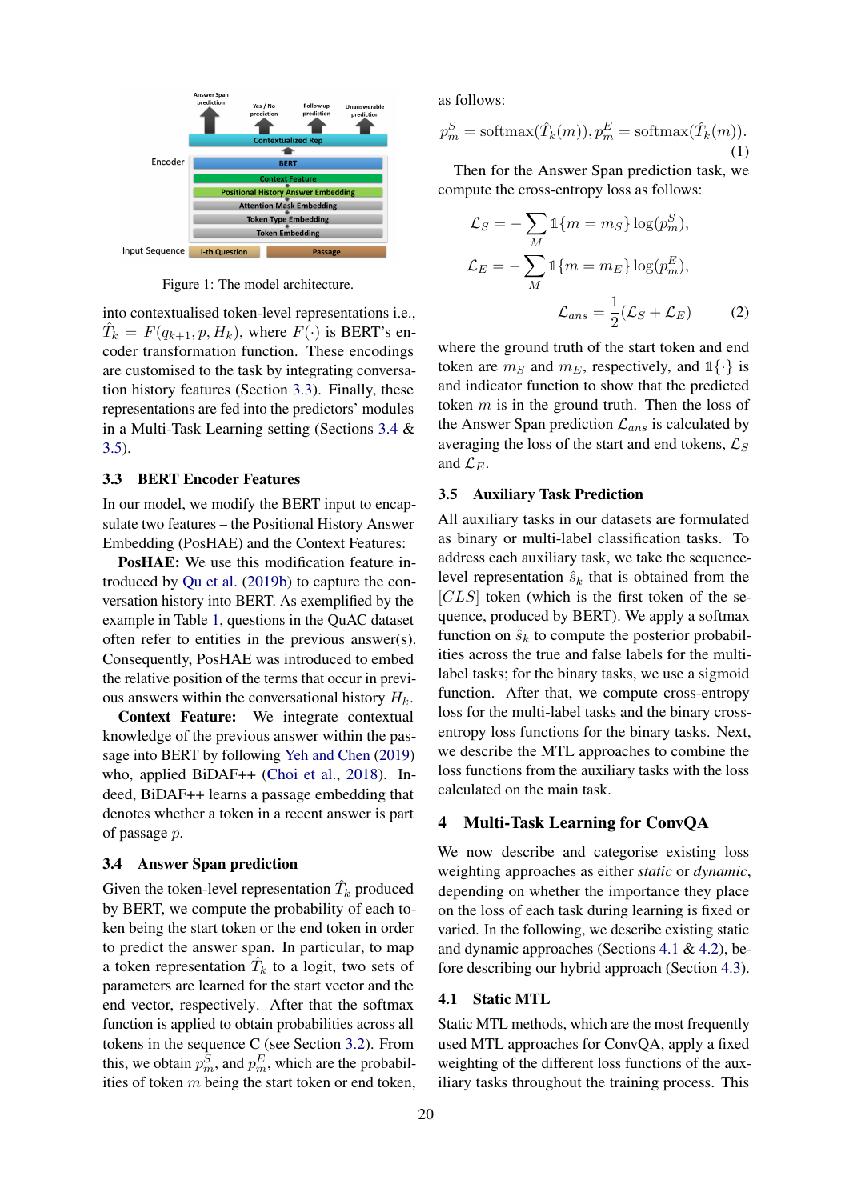Figure 1: The model architecture.

into contextualised token-level representations i.e., $\hat{T}_k = F(q_{k+1}, p, H_k)$, where $F(\cdot)$ is BERT's encoder transformation function. These encodings are customised to the task by integrating conversation history features (Section 3.3). Finally, these representations are fed into the predictors' modules in a Multi-Task Learning setting (Sections 3.4 & 3.5).

### 3.3 BERT Encoder Features

In our model, we modify the BERT input to encapsulate two features – the Positional History Answer Embedding (PosHAE) and the Context Features:

**PosHAE:** We use this modification feature introduced by Qu et al. (2019b) to capture the conversation history into BERT. As exemplified by the example in Table 1, questions in the QuAC dataset often refer to entities in the previous answer(s). Consequently, PosHAE was introduced to embed the relative position of the terms that occur in previous answers within the conversational history $H_k$.

**Context Feature:** We integrate contextual knowledge of the previous answer within the passage into BERT by following Yeh and Chen (2019) who, applied BiDAF++ (Choi et al., 2018). Indeed, BiDAF++ learns a passage embedding that denotes whether a token in a recent answer is part of passage $p$.

### 3.4 Answer Span prediction

Given the token-level representation $\hat{T}_k$ produced by BERT, we compute the probability of each token being the start token or the end token in order to predict the answer span. In particular, to map a token representation $\hat{T}_k$ to a logit, two sets of parameters are learned for the start vector and the end vector, respectively. After that the softmax function is applied to obtain probabilities across all tokens in the sequence C (see Section 3.2). From this, we obtain $p_m^S$, and $p_m^E$, which are the probabilities of token $m$ being the start token or end token, as follows:

$$p_m^S = \text{softmax}(\hat{T}_k(m)), p_m^E = \text{softmax}(\hat{T}_k(m)). \quad (1)$$

Then for the Answer Span prediction task, we compute the cross-entropy loss as follows:

$$\mathcal{L}_S = -\sum_M \mathbb{1}\{m = m_S\}\log(p_m^S),$$

$$\mathcal{L}_E = -\sum_M \mathbb{1}\{m = m_E\}\log(p_m^E),$$

$$\mathcal{L}_{ans} = \frac{1}{2}(\mathcal{L}_S + \mathcal{L}_E) \quad (2)$$

where the ground truth of the start token and end token are $m_S$ and $m_E$, respectively, and $\mathbb{1}\{\cdot\}$ is and indicator function to show that the predicted token $m$ is in the ground truth. Then the loss of the Answer Span prediction $\mathcal{L}_{ans}$ is calculated by averaging the loss of the start and end tokens, $\mathcal{L}_S$ and $\mathcal{L}_E$.

### 3.5 Auxiliary Task Prediction

All auxiliary tasks in our datasets are formulated as binary or multi-label classification tasks. To address each auxiliary task, we take the sequence-level representation $\hat{s}_k$ that is obtained from the $[CLS]$ token (which is the first token of the sequence, produced by BERT). We apply a softmax function on $\hat{s}_k$ to compute the posterior probabilities across the true and false labels for the multi-label tasks; for the binary tasks, we use a sigmoid function. After that, we compute cross-entropy loss for the multi-label tasks and the binary cross-entropy loss functions for the binary tasks. Next, we describe the MTL approaches to combine the loss functions from the auxiliary tasks with the loss calculated on the main task.

## 4 Multi-Task Learning for ConvQA

We now describe and categorise existing loss weighting approaches as either *static* or *dynamic*, depending on whether the importance they place on the loss of each task during learning is fixed or varied. In the following, we describe existing static and dynamic approaches (Sections 4.1 & 4.2), before describing our hybrid approach (Section 4.3).

### 4.1 Static MTL

Static MTL methods, which are the most frequently used MTL approaches for ConvQA, apply a fixed weighting of the different loss functions of the auxiliary tasks throughout the training process. This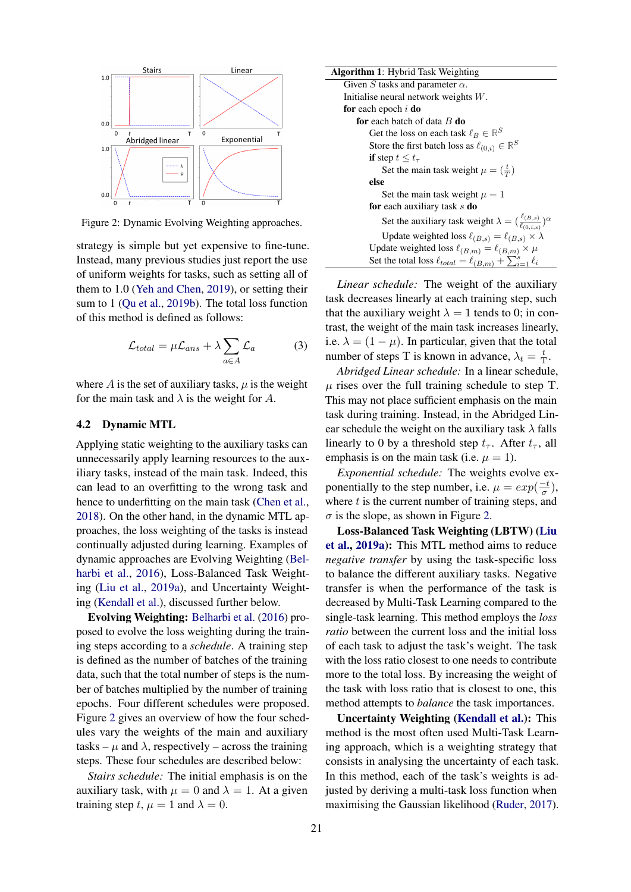Figure 2: Dynamic Evolving Weighting approaches.

strategy is simple but yet expensive to fine-tune. Instead, many previous studies just report the use of uniform weights for tasks, such as setting all of them to 1.0 (Yeh and Chen, 2019), or setting their sum to 1 (Qu et al., 2019b). The total loss function of this method is defined as follows:

$$\mathcal{L}_{total} = \mu \mathcal{L}_{ans} + \lambda \sum_{a \in A} \mathcal{L}_a \tag{3}$$

where $A$ is the set of auxiliary tasks, $\mu$ is the weight for the main task and $\lambda$ is the weight for $A$.

## 4.2 Dynamic MTL

Applying static weighting to the auxiliary tasks can unnecessarily apply learning resources to the auxiliary tasks, instead of the main task. Indeed, this can lead to an overfitting to the wrong task and hence to underfitting on the main task (Chen et al., 2018). On the other hand, in the dynamic MTL approaches, the loss weighting of the tasks is instead continually adjusted during learning. Examples of dynamic approaches are Evolving Weighting (Belharbi et al., 2016), Loss-Balanced Task Weighting (Liu et al., 2019a), and Uncertainty Weighting (Kendall et al.), discussed further below.

**Evolving Weighting:** Belharbi et al. (2016) proposed to evolve the loss weighting during the training steps according to a *schedule*. A training step is defined as the number of batches of the training data, such that the total number of steps is the number of batches multiplied by the number of training epochs. Four different schedules were proposed. Figure 2 gives an overview of how the four schedules vary the weights of the main and auxiliary tasks – $\mu$ and $\lambda$, respectively – across the training steps. These four schedules are described below:

*Stairs schedule:* The initial emphasis is on the auxiliary task, with $\mu = 0$ and $\lambda = 1$. At a given training step $t$, $\mu = 1$ and $\lambda = 0$.

---

**Algorithm 1**: Hybrid Task Weighting

Given $S$ tasks and parameter $\alpha$.
Initialise neural network weights $W$.
**for** each epoch $i$ **do**
  **for** each batch of data $B$ **do**
    Get the loss on each task $\ell_B \in \mathbb{R}^S$
    Store the first batch loss as $\ell_{(0,i)} \in \mathbb{R}^S$
    **if** step $t \leq t_\tau$
      Set the main task weight $\mu = (\frac{t}{T})$
    **else**
      Set the main task weight $\mu = 1$
    **for** each auxiliary task $s$ **do**
      Set the auxiliary task weight $\lambda = (\frac{\ell_{(B,s)}}{\ell_{(0,i,s)}})^\alpha$
      Update weighted loss $\ell_{(B,s)} = \ell_{(B,s)} \times \lambda$
    Update weighted loss $\ell_{(B,m)} = \ell_{(B,m)} \times \mu$
    Set the total loss $\ell_{total} = \ell_{(B,m)} + \sum_{i=1}^{s} \ell_i$

---

*Linear schedule:* The weight of the auxiliary task decreases linearly at each training step, such that the auxiliary weight $\lambda = 1$ tends to 0; in contrast, the weight of the main task increases linearly, i.e. $\lambda = (1 - \mu)$. In particular, given that the total number of steps T is known in advance, $\lambda_t = \frac{t}{T}$.

*Abridged Linear schedule:* In a linear schedule, $\mu$ rises over the full training schedule to step T. This may not place sufficient emphasis on the main task during training. Instead, in the Abridged Linear schedule the weight on the auxiliary task $\lambda$ falls linearly to 0 by a threshold step $t_\tau$. After $t_\tau$, all emphasis is on the main task (i.e. $\mu = 1$).

*Exponential schedule:* The weights evolve exponentially to the step number, i.e. $\mu = exp(\frac{-t}{\sigma})$, where $t$ is the current number of training steps, and $\sigma$ is the slope, as shown in Figure 2.

**Loss-Balanced Task Weighting (LBTW) (Liu et al., 2019a):** This MTL method aims to reduce *negative transfer* by using the task-specific loss to balance the different auxiliary tasks. Negative transfer is when the performance of the task is decreased by Multi-Task Learning compared to the single-task learning. This method employs the *loss ratio* between the current loss and the initial loss of each task to adjust the task's weight. The task with the loss ratio closest to one needs to contribute more to the total loss. By increasing the weight of the task with loss ratio that is closest to one, this method attempts to *balance* the task importances.

**Uncertainty Weighting (Kendall et al.):** This method is the most often used Multi-Task Learning approach, which is a weighting strategy that consists in analysing the uncertainty of each task. In this method, each of the task's weights is adjusted by deriving a multi-task loss function when maximising the Gaussian likelihood (Ruder, 2017).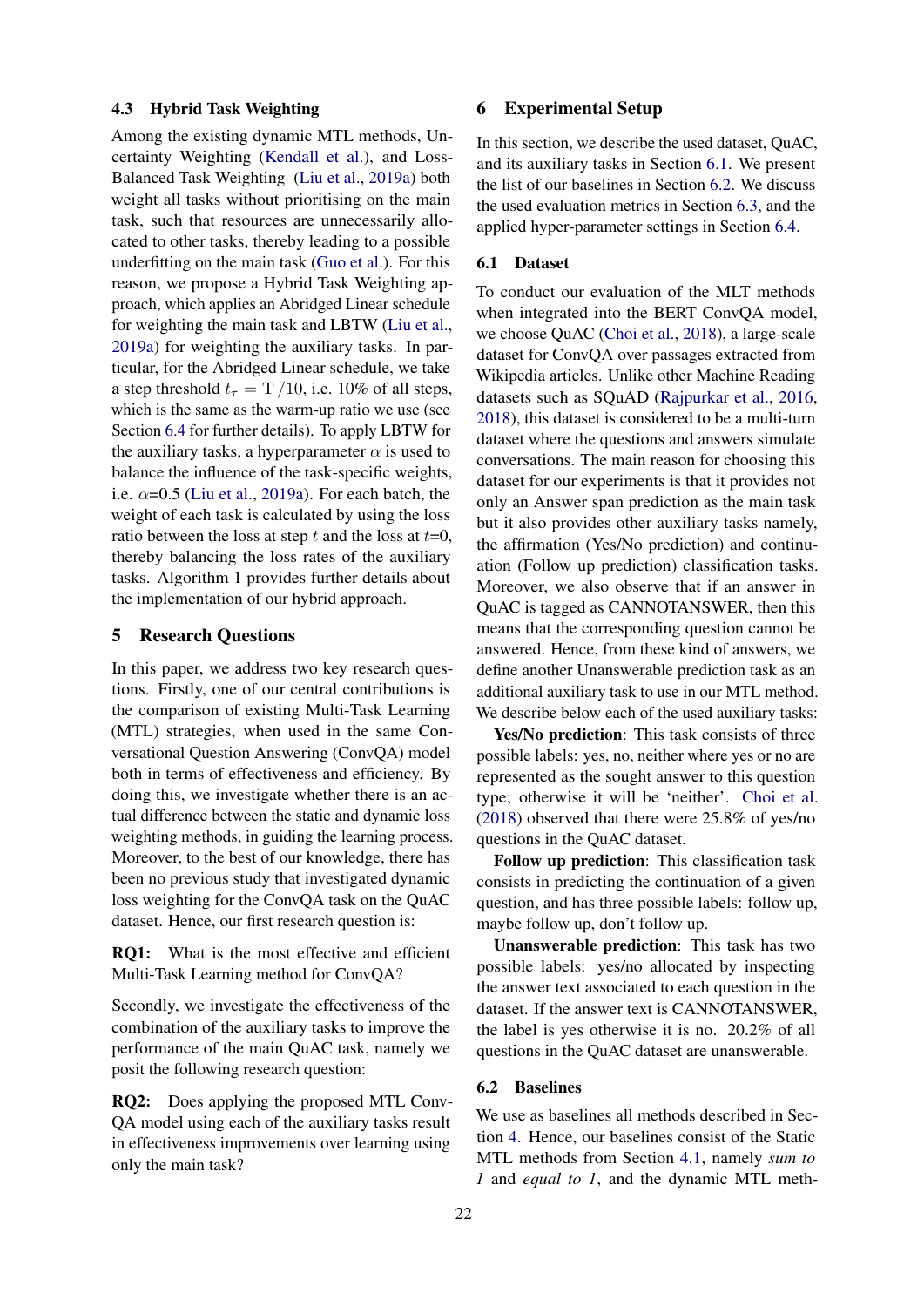### 4.3 Hybrid Task Weighting

Among the existing dynamic MTL methods, Uncertainty Weighting (Kendall et al.), and Loss-Balanced Task Weighting (Liu et al., 2019a) both weight all tasks without prioritising on the main task, such that resources are unnecessarily allocated to other tasks, thereby leading to a possible underfitting on the main task (Guo et al.). For this reason, we propose a Hybrid Task Weighting approach, which applies an Abridged Linear schedule for weighting the main task and LBTW (Liu et al., 2019a) for weighting the auxiliary tasks. In particular, for the Abridged Linear schedule, we take a step threshold $t_\tau = \mathrm{T}/10$, i.e. 10% of all steps, which is the same as the warm-up ratio we use (see Section 6.4 for further details). To apply LBTW for the auxiliary tasks, a hyperparameter $\alpha$ is used to balance the influence of the task-specific weights, i.e. $\alpha$=0.5 (Liu et al., 2019a). For each batch, the weight of each task is calculated by using the loss ratio between the loss at step $t$ and the loss at $t$=0, thereby balancing the loss rates of the auxiliary tasks. Algorithm 1 provides further details about the implementation of our hybrid approach.

## 5 Research Questions

In this paper, we address two key research questions. Firstly, one of our central contributions is the comparison of existing Multi-Task Learning (MTL) strategies, when used in the same Conversational Question Answering (ConvQA) model both in terms of effectiveness and efficiency. By doing this, we investigate whether there is an actual difference between the static and dynamic loss weighting methods, in guiding the learning process. Moreover, to the best of our knowledge, there has been no previous study that investigated dynamic loss weighting for the ConvQA task on the QuAC dataset. Hence, our first research question is:

**RQ1:** What is the most effective and efficient Multi-Task Learning method for ConvQA?

Secondly, we investigate the effectiveness of the combination of the auxiliary tasks to improve the performance of the main QuAC task, namely we posit the following research question:

**RQ2:** Does applying the proposed MTL ConvQA model using each of the auxiliary tasks result in effectiveness improvements over learning using only the main task?

## 6 Experimental Setup

In this section, we describe the used dataset, QuAC, and its auxiliary tasks in Section 6.1. We present the list of our baselines in Section 6.2. We discuss the used evaluation metrics in Section 6.3, and the applied hyper-parameter settings in Section 6.4.

### 6.1 Dataset

To conduct our evaluation of the MLT methods when integrated into the BERT ConvQA model, we choose QuAC (Choi et al., 2018), a large-scale dataset for ConvQA over passages extracted from Wikipedia articles. Unlike other Machine Reading datasets such as SQuAD (Rajpurkar et al., 2016, 2018), this dataset is considered to be a multi-turn dataset where the questions and answers simulate conversations. The main reason for choosing this dataset for our experiments is that it provides not only an Answer span prediction as the main task but it also provides other auxiliary tasks namely, the affirmation (Yes/No prediction) and continuation (Follow up prediction) classification tasks. Moreover, we also observe that if an answer in QuAC is tagged as CANNOTANSWER, then this means that the corresponding question cannot be answered. Hence, from these kind of answers, we define another Unanswerable prediction task as an additional auxiliary task to use in our MTL method. We describe below each of the used auxiliary tasks:

**Yes/No prediction**: This task consists of three possible labels: yes, no, neither where yes or no are represented as the sought answer to this question type; otherwise it will be 'neither'. Choi et al. (2018) observed that there were 25.8% of yes/no questions in the QuAC dataset.

**Follow up prediction**: This classification task consists in predicting the continuation of a given question, and has three possible labels: follow up, maybe follow up, don't follow up.

**Unanswerable prediction**: This task has two possible labels: yes/no allocated by inspecting the answer text associated to each question in the dataset. If the answer text is CANNOTANSWER, the label is yes otherwise it is no. 20.2% of all questions in the QuAC dataset are unanswerable.

### 6.2 Baselines

We use as baselines all methods described in Section 4. Hence, our baselines consist of the Static MTL methods from Section 4.1, namely *sum to 1* and *equal to 1*, and the dynamic MTL meth-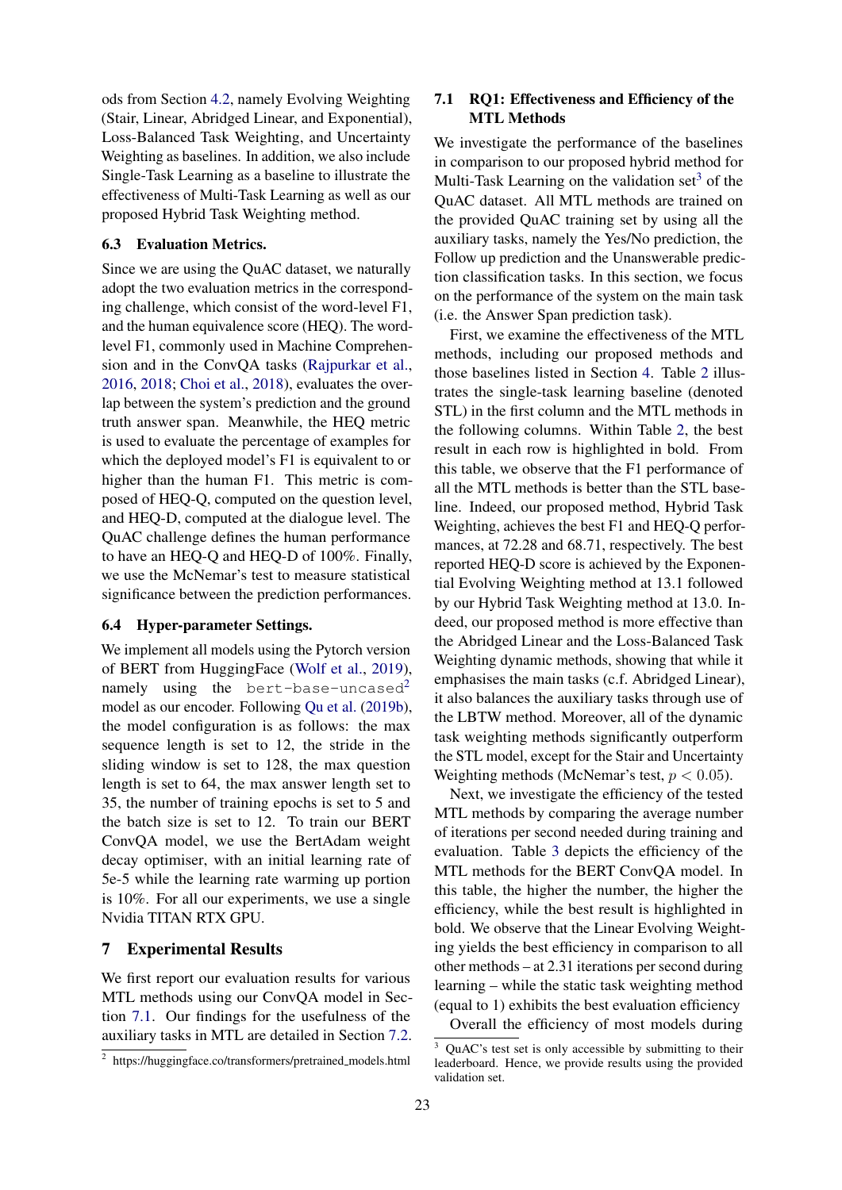ods from Section 4.2, namely Evolving Weighting (Stair, Linear, Abridged Linear, and Exponential), Loss-Balanced Task Weighting, and Uncertainty Weighting as baselines. In addition, we also include Single-Task Learning as a baseline to illustrate the effectiveness of Multi-Task Learning as well as our proposed Hybrid Task Weighting method.

### 6.3 Evaluation Metrics.

Since we are using the QuAC dataset, we naturally adopt the two evaluation metrics in the corresponding challenge, which consist of the word-level F1, and the human equivalence score (HEQ). The word-level F1, commonly used in Machine Comprehension and in the ConvQA tasks (Rajpurkar et al., 2016, 2018; Choi et al., 2018), evaluates the overlap between the system's prediction and the ground truth answer span. Meanwhile, the HEQ metric is used to evaluate the percentage of examples for which the deployed model's F1 is equivalent to or higher than the human F1. This metric is composed of HEQ-Q, computed on the question level, and HEQ-D, computed at the dialogue level. The QuAC challenge defines the human performance to have an HEQ-Q and HEQ-D of 100%. Finally, we use the McNemar's test to measure statistical significance between the prediction performances.

### 6.4 Hyper-parameter Settings.

We implement all models using the Pytorch version of BERT from HuggingFace (Wolf et al., 2019), namely using the `bert-base-uncased`[2] model as our encoder. Following Qu et al. (2019b), the model configuration is as follows: the max sequence length is set to 12, the stride in the sliding window is set to 128, the max question length is set to 64, the max answer length set to 35, the number of training epochs is set to 5 and the batch size is set to 12. To train our BERT ConvQA model, we use the BertAdam weight decay optimiser, with an initial learning rate of 5e-5 while the learning rate warming up portion is 10%. For all our experiments, we use a single Nvidia TITAN RTX GPU.

## 7 Experimental Results

We first report our evaluation results for various MTL methods using our ConvQA model in Section 7.1. Our findings for the usefulness of the auxiliary tasks in MTL are detailed in Section 7.2.

[2] https://huggingface.co/transformers/pretrained_models.html

### 7.1 RQ1: Effectiveness and Efficiency of the MTL Methods

We investigate the performance of the baselines in comparison to our proposed hybrid method for Multi-Task Learning on the validation set[3] of the QuAC dataset. All MTL methods are trained on the provided QuAC training set by using all the auxiliary tasks, namely the Yes/No prediction, the Follow up prediction and the Unanswerable prediction classification tasks. In this section, we focus on the performance of the system on the main task (i.e. the Answer Span prediction task).

First, we examine the effectiveness of the MTL methods, including our proposed methods and those baselines listed in Section 4. Table 2 illustrates the single-task learning baseline (denoted STL) in the first column and the MTL methods in the following columns. Within Table 2, the best result in each row is highlighted in bold. From this table, we observe that the F1 performance of all the MTL methods is better than the STL baseline. Indeed, our proposed method, Hybrid Task Weighting, achieves the best F1 and HEQ-Q performances, at 72.28 and 68.71, respectively. The best reported HEQ-D score is achieved by the Exponential Evolving Weighting method at 13.1 followed by our Hybrid Task Weighting method at 13.0. Indeed, our proposed method is more effective than the Abridged Linear and the Loss-Balanced Task Weighting dynamic methods, showing that while it emphasises the main tasks (c.f. Abridged Linear), it also balances the auxiliary tasks through use of the LBTW method. Moreover, all of the dynamic task weighting methods significantly outperform the STL model, except for the Stair and Uncertainty Weighting methods (McNemar's test, $p < 0.05$).

Next, we investigate the efficiency of the tested MTL methods by comparing the average number of iterations per second needed during training and evaluation. Table 3 depicts the efficiency of the MTL methods for the BERT ConvQA model. In this table, the higher the number, the higher the efficiency, while the best result is highlighted in bold. We observe that the Linear Evolving Weighting yields the best efficiency in comparison to all other methods – at 2.31 iterations per second during learning – while the static task weighting method (equal to 1) exhibits the best evaluation efficiency

Overall the efficiency of most models during

[3] QuAC's test set is only accessible by submitting to their leaderboard. Hence, we provide results using the provided validation set.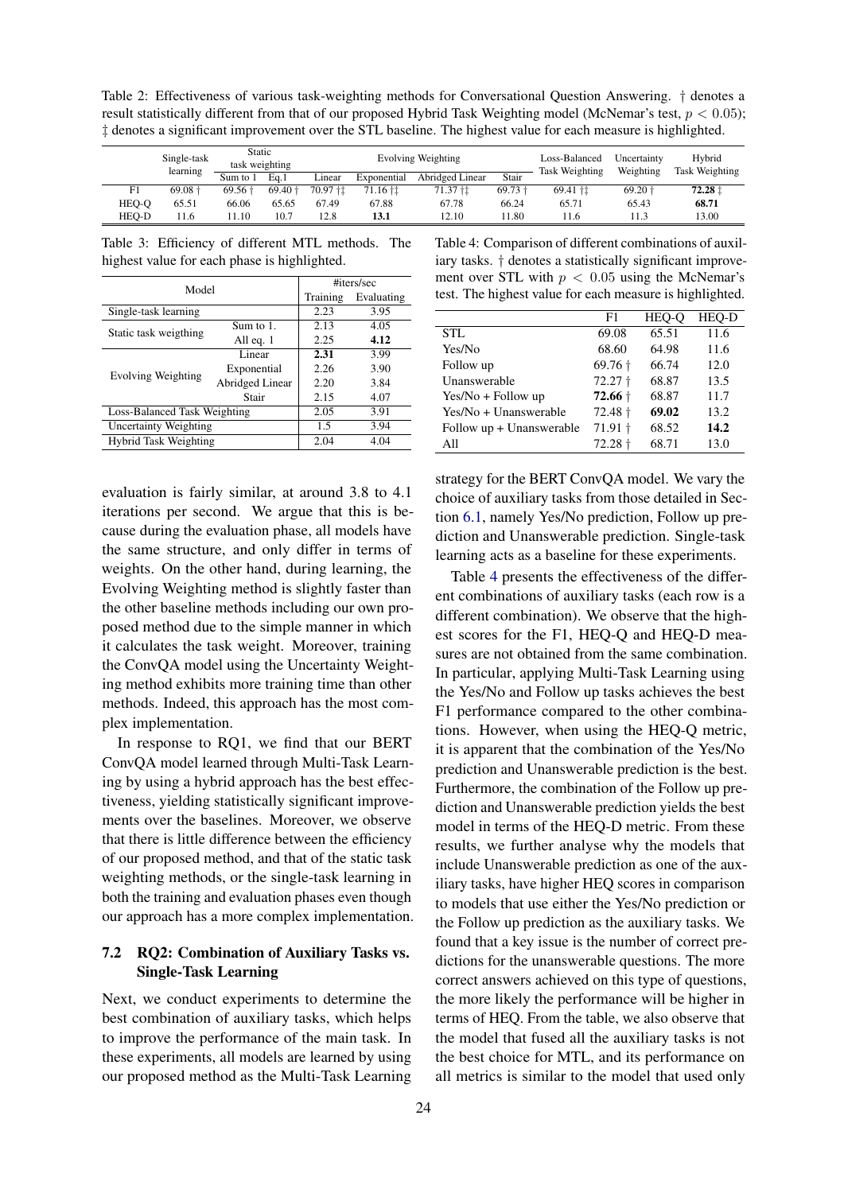Table 2: Effectiveness of various task-weighting methods for Conversational Question Answering. † denotes a result statistically different from that of our proposed Hybrid Task Weighting model (McNemar's test, $p < 0.05$); ‡ denotes a significant improvement over the STL baseline. The highest value for each measure is highlighted.

| | Single-task learning | Static task weighting | | Evolving Weighting | | | | Loss-Balanced Task Weighting | Uncertainty Weighting | Hybrid Task Weighting |
|---|---|---|---|---|---|---|---|---|---|---|
| | | Sum to 1 | Eq.1 | Linear | Exponential | Abridged Linear | Stair | | | |
| F1 | 69.08 † | 69.56 † | 69.40 † | 70.97 †‡ | 71.16 †‡ | 71.37 †‡ | 69.73 † | 69.41 †‡ | 69.20 † | **72.28** ‡ |
| HEQ-Q | 65.51 | 66.06 | 65.65 | 67.49 | 67.88 | 67.78 | 66.24 | 65.71 | 65.43 | **68.71** |
| HEQ-D | 11.6 | 11.10 | 10.7 | 12.8 | **13.1** | 12.10 | 11.80 | 11.6 | 11.3 | 13.00 |

Table 3: Efficiency of different MTL methods. The highest value for each phase is highlighted.

| Model | | #iters/sec | |
|---|---|---|---|
| | | Training | Evaluating |
| Single-task learning | | 2.23 | 3.95 |
| Static task weigthing | Sum to 1. | 2.13 | 4.05 |
| | All eq. 1 | 2.25 | **4.12** |
| Evolving Weighting | Linear | **2.31** | 3.99 |
| | Exponential | 2.26 | 3.90 |
| | Abridged Linear | 2.20 | 3.84 |
| | Stair | 2.15 | 4.07 |
| Loss-Balanced Task Weighting | | 2.05 | 3.91 |
| Uncertainty Weighting | | 1.5 | 3.94 |
| Hybrid Task Weighting | | 2.04 | 4.04 |

Table 4: Comparison of different combinations of auxiliary tasks. † denotes a statistically significant improvement over STL with $p < 0.05$ using the McNemar's test. The highest value for each measure is highlighted.

| | F1 | HEQ-Q | HEQ-D |
|---|---|---|---|
| STL | 69.08 | 65.51 | 11.6 |
| Yes/No | 68.60 | 64.98 | 11.6 |
| Follow up | 69.76 † | 66.74 | 12.0 |
| Unanswerable | 72.27 † | 68.87 | 13.5 |
| Yes/No + Follow up | **72.66** † | 68.87 | 11.7 |
| Yes/No + Unanswerable | 72.48 † | **69.02** | 13.2 |
| Follow up + Unanswerable | 71.91 † | 68.52 | **14.2** |
| All | 72.28 † | 68.71 | 13.0 |

evaluation is fairly similar, at around 3.8 to 4.1 iterations per second. We argue that this is because during the evaluation phase, all models have the same structure, and only differ in terms of weights. On the other hand, during learning, the Evolving Weighting method is slightly faster than the other baseline methods including our own proposed method due to the simple manner in which it calculates the task weight. Moreover, training the ConvQA model using the Uncertainty Weighting method exhibits more training time than other methods. Indeed, this approach has the most complex implementation.

In response to RQ1, we find that our BERT ConvQA model learned through Multi-Task Learning by using a hybrid approach has the best effectiveness, yielding statistically significant improvements over the baselines. Moreover, we observe that there is little difference between the efficiency of our proposed method, and that of the static task weighting methods, or the single-task learning in both the training and evaluation phases even though our approach has a more complex implementation.

## 7.2 RQ2: Combination of Auxiliary Tasks vs. Single-Task Learning

Next, we conduct experiments to determine the best combination of auxiliary tasks, which helps to improve the performance of the main task. In these experiments, all models are learned by using our proposed method as the Multi-Task Learning strategy for the BERT ConvQA model. We vary the choice of auxiliary tasks from those detailed in Section 6.1, namely Yes/No prediction, Follow up prediction and Unanswerable prediction. Single-task learning acts as a baseline for these experiments.

Table 4 presents the effectiveness of the different combinations of auxiliary tasks (each row is a different combination). We observe that the highest scores for the F1, HEQ-Q and HEQ-D measures are not obtained from the same combination. In particular, applying Multi-Task Learning using the Yes/No and Follow up tasks achieves the best F1 performance compared to the other combinations. However, when using the HEQ-Q metric, it is apparent that the combination of the Yes/No prediction and Unanswerable prediction is the best. Furthermore, the combination of the Follow up prediction and Unanswerable prediction yields the best model in terms of the HEQ-D metric. From these results, we further analyse why the models that include Unanswerable prediction as one of the auxiliary tasks, have higher HEQ scores in comparison to models that use either the Yes/No prediction or the Follow up prediction as the auxiliary tasks. We found that a key issue is the number of correct predictions for the unanswerable questions. The more correct answers achieved on this type of questions, the more likely the performance will be higher in terms of HEQ. From the table, we also observe that the model that fused all the auxiliary tasks is not the best choice for MTL, and its performance on all metrics is similar to the model that used only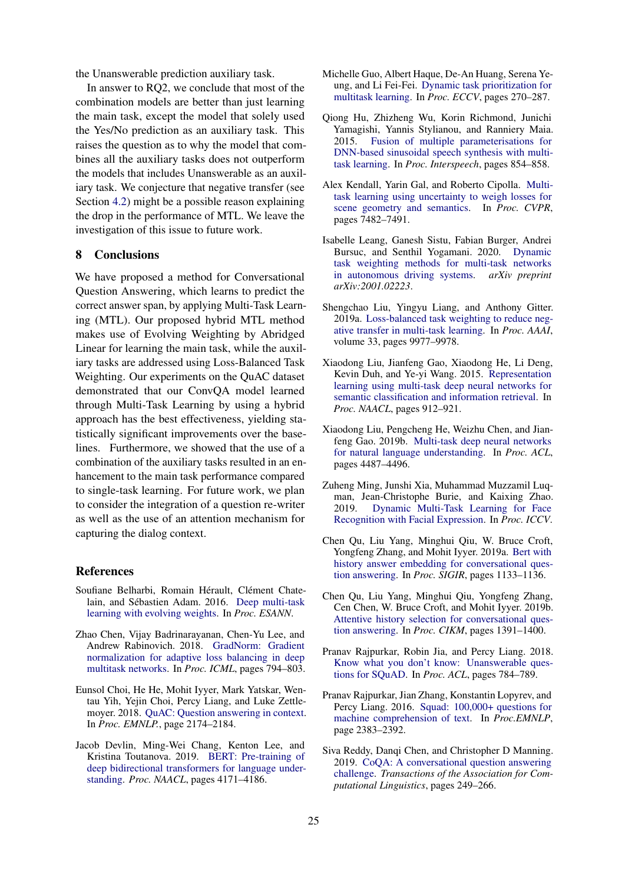the Unanswerable prediction auxiliary task.

In answer to RQ2, we conclude that most of the combination models are better than just learning the main task, except the model that solely used the Yes/No prediction as an auxiliary task. This raises the question as to why the model that combines all the auxiliary tasks does not outperform the models that includes Unanswerable as an auxiliary task. We conjecture that negative transfer (see Section 4.2) might be a possible reason explaining the drop in the performance of MTL. We leave the investigation of this issue to future work.

## 8 Conclusions

We have proposed a method for Conversational Question Answering, which learns to predict the correct answer span, by applying Multi-Task Learning (MTL). Our proposed hybrid MTL method makes use of Evolving Weighting by Abridged Linear for learning the main task, while the auxiliary tasks are addressed using Loss-Balanced Task Weighting. Our experiments on the QuAC dataset demonstrated that our ConvQA model learned through Multi-Task Learning by using a hybrid approach has the best effectiveness, yielding statistically significant improvements over the baselines. Furthermore, we showed that the use of a combination of the auxiliary tasks resulted in an enhancement to the main task performance compared to single-task learning. For future work, we plan to consider the integration of a question re-writer as well as the use of an attention mechanism for capturing the dialog context.

## References

Soufiane Belharbi, Romain Hérault, Clément Chatelain, and Sébastien Adam. 2016. Deep multi-task learning with evolving weights. In *Proc. ESANN*.

Zhao Chen, Vijay Badrinarayanan, Chen-Yu Lee, and Andrew Rabinovich. 2018. GradNorm: Gradient normalization for adaptive loss balancing in deep multitask networks. In *Proc. ICML*, pages 794–803.

Eunsol Choi, He He, Mohit Iyyer, Mark Yatskar, Wen-tau Yih, Yejin Choi, Percy Liang, and Luke Zettlemoyer. 2018. QuAC: Question answering in context. In *Proc. EMNLP.*, page 2174–2184.

Jacob Devlin, Ming-Wei Chang, Kenton Lee, and Kristina Toutanova. 2019. BERT: Pre-training of deep bidirectional transformers for language understanding. *Proc. NAACL*, pages 4171–4186.

Michelle Guo, Albert Haque, De-An Huang, Serena Yeung, and Li Fei-Fei. Dynamic task prioritization for multitask learning. In *Proc. ECCV*, pages 270–287.

Qiong Hu, Zhizheng Wu, Korin Richmond, Junichi Yamagishi, Yannis Stylianou, and Ranniery Maia. 2015. Fusion of multiple parameterisations for DNN-based sinusoidal speech synthesis with multi-task learning. In *Proc. Interspeech*, pages 854–858.

Alex Kendall, Yarin Gal, and Roberto Cipolla. Multi-task learning using uncertainty to weigh losses for scene geometry and semantics. In *Proc. CVPR*, pages 7482–7491.

Isabelle Leang, Ganesh Sistu, Fabian Burger, Andrei Bursuc, and Senthil Yogamani. 2020. Dynamic task weighting methods for multi-task networks in autonomous driving systems. *arXiv preprint arXiv:2001.02223*.

Shengchao Liu, Yingyu Liang, and Anthony Gitter. 2019a. Loss-balanced task weighting to reduce negative transfer in multi-task learning. In *Proc. AAAI*, volume 33, pages 9977–9978.

Xiaodong Liu, Jianfeng Gao, Xiaodong He, Li Deng, Kevin Duh, and Ye-yi Wang. 2015. Representation learning using multi-task deep neural networks for semantic classification and information retrieval. In *Proc. NAACL*, pages 912–921.

Xiaodong Liu, Pengcheng He, Weizhu Chen, and Jianfeng Gao. 2019b. Multi-task deep neural networks for natural language understanding. In *Proc. ACL*, pages 4487–4496.

Zuheng Ming, Junshi Xia, Muhammad Muzzamil Luqman, Jean-Christophe Burie, and Kaixing Zhao. 2019. Dynamic Multi-Task Learning for Face Recognition with Facial Expression. In *Proc. ICCV*.

Chen Qu, Liu Yang, Minghui Qiu, W. Bruce Croft, Yongfeng Zhang, and Mohit Iyyer. 2019a. Bert with history answer embedding for conversational question answering. In *Proc. SIGIR*, pages 1133–1136.

Chen Qu, Liu Yang, Minghui Qiu, Yongfeng Zhang, Cen Chen, W. Bruce Croft, and Mohit Iyyer. 2019b. Attentive history selection for conversational question answering. In *Proc. CIKM*, pages 1391–1400.

Pranav Rajpurkar, Robin Jia, and Percy Liang. 2018. Know what you don't know: Unanswerable questions for SQuAD. In *Proc. ACL*, pages 784–789.

Pranav Rajpurkar, Jian Zhang, Konstantin Lopyrev, and Percy Liang. 2016. Squad: 100,000+ questions for machine comprehension of text. In *Proc.EMNLP*, page 2383–2392.

Siva Reddy, Danqi Chen, and Christopher D Manning. 2019. CoQA: A conversational question answering challenge. *Transactions of the Association for Computational Linguistics*, pages 249–266.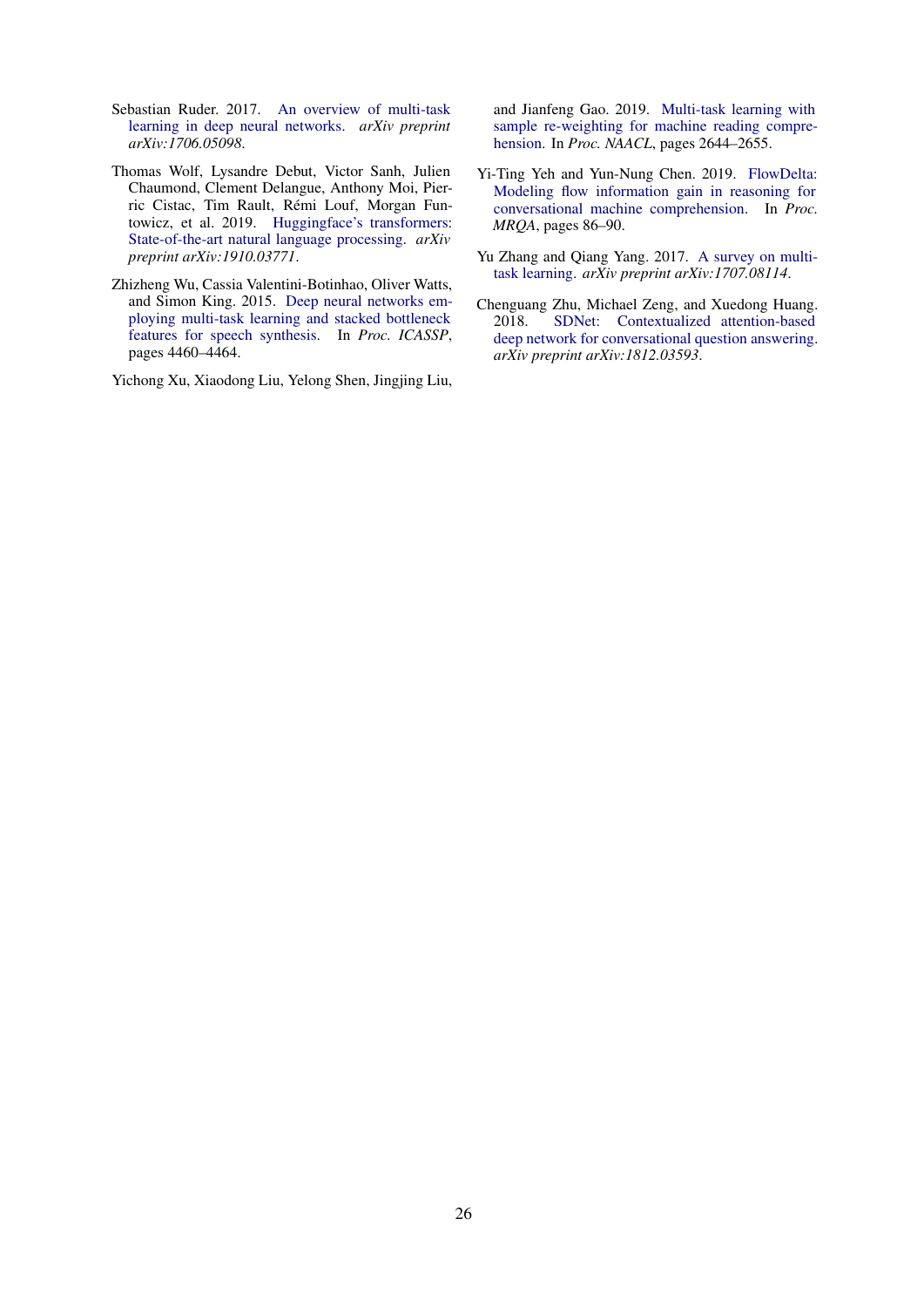Sebastian Ruder. 2017. An overview of multi-task learning in deep neural networks. *arXiv preprint arXiv:1706.05098*.

Thomas Wolf, Lysandre Debut, Victor Sanh, Julien Chaumond, Clement Delangue, Anthony Moi, Pierric Cistac, Tim Rault, Rémi Louf, Morgan Funtowicz, et al. 2019. Huggingface's transformers: State-of-the-art natural language processing. *arXiv preprint arXiv:1910.03771*.

Zhizheng Wu, Cassia Valentini-Botinhao, Oliver Watts, and Simon King. 2015. Deep neural networks employing multi-task learning and stacked bottleneck features for speech synthesis. In *Proc. ICASSP*, pages 4460–4464.

Yichong Xu, Xiaodong Liu, Yelong Shen, Jingjing Liu, and Jianfeng Gao. 2019. Multi-task learning with sample re-weighting for machine reading comprehension. In *Proc. NAACL*, pages 2644–2655.

Yi-Ting Yeh and Yun-Nung Chen. 2019. FlowDelta: Modeling flow information gain in reasoning for conversational machine comprehension. In *Proc. MRQA*, pages 86–90.

Yu Zhang and Qiang Yang. 2017. A survey on multi-task learning. *arXiv preprint arXiv:1707.08114*.

Chenguang Zhu, Michael Zeng, and Xuedong Huang. 2018. SDNet: Contextualized attention-based deep network for conversational question answering. *arXiv preprint arXiv:1812.03593*.